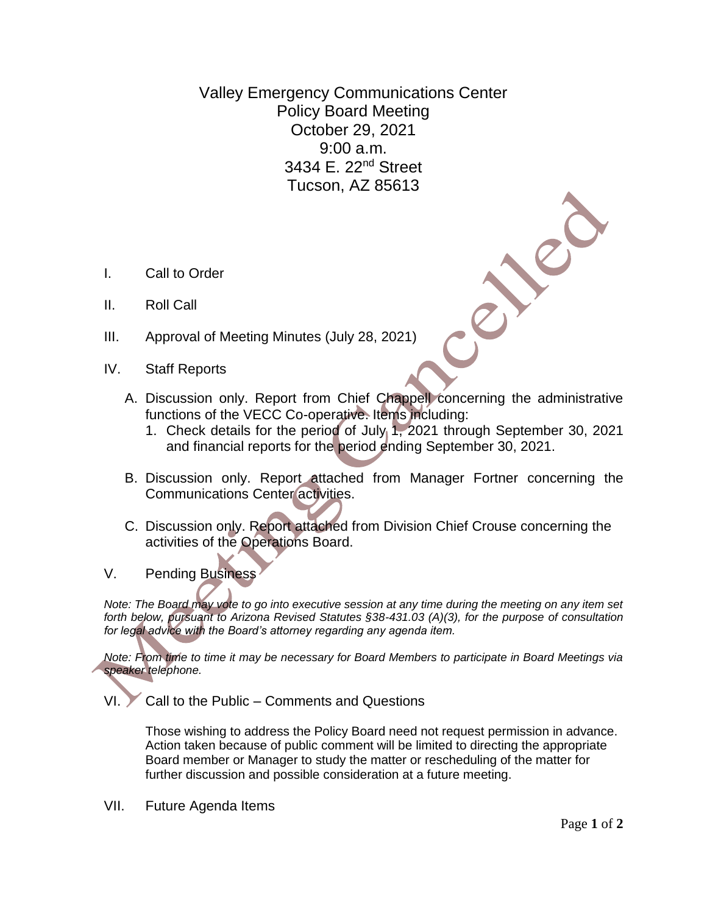# Valley Emergency Communications Center
## Policy Board Meeting
## October 29, 2021
## 9:00 a.m.
## 3434 E. 22nd Street
## Tucson, AZ 85613

Meeting Cancelled

I. Call to Order

II. Roll Call

III. Approval of Meeting Minutes (July 28, 2021)

IV. Staff Reports

A. Discussion only. Report from Chief Chappell concerning the administrative functions of the VECC Co-operative. Items including:
   1. Check details for the period of July 1, 2021 through September 30, 2021 and financial reports for the period ending September 30, 2021.

B. Discussion only. Report attached from Manager Fortner concerning the Communications Center activities.

C. Discussion only. Report attached from Division Chief Crouse concerning the activities of the Operations Board.

V. Pending Business

*Note: The Board may vote to go into executive session at any time during the meeting on any item set forth below, pursuant to Arizona Revised Statutes §38-431.03 (A)(3), for the purpose of consultation for legal advice with the Board's attorney regarding any agenda item.*

*Note: From time to time it may be necessary for Board Members to participate in Board Meetings via speaker telephone.*

VI. Call to the Public – Comments and Questions

Those wishing to address the Policy Board need not request permission in advance. Action taken because of public comment will be limited to directing the appropriate Board member or Manager to study the matter or rescheduling of the matter for further discussion and possible consideration at a future meeting.

VII. Future Agenda Items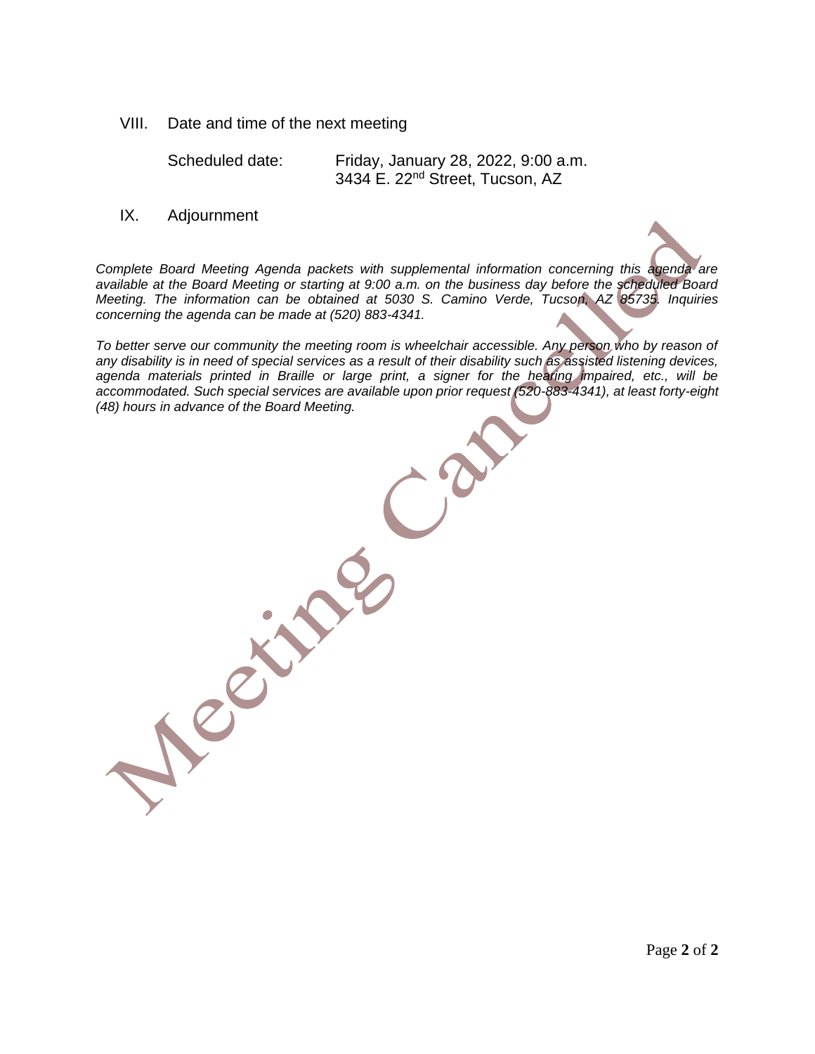VIII. Date and time of the next meeting

Scheduled date: Friday, January 28, 2022, 9:00 a.m.
3434 E. 22nd Street, Tucson, AZ

IX. Adjournment

*Complete Board Meeting Agenda packets with supplemental information concerning this agenda are available at the Board Meeting or starting at 9:00 a.m. on the business day before the scheduled Board Meeting. The information can be obtained at 5030 S. Camino Verde, Tucson, AZ 85735. Inquiries concerning the agenda can be made at (520) 883-4341.*

*To better serve our community the meeting room is wheelchair accessible. Any person who by reason of any disability is in need of special services as a result of their disability such as assisted listening devices, agenda materials printed in Braille or large print, a signer for the hearing impaired, etc., will be accommodated. Such special services are available upon prior request (520-883-4341), at least forty-eight (48) hours in advance of the Board Meeting.*

Meeting Cancelled